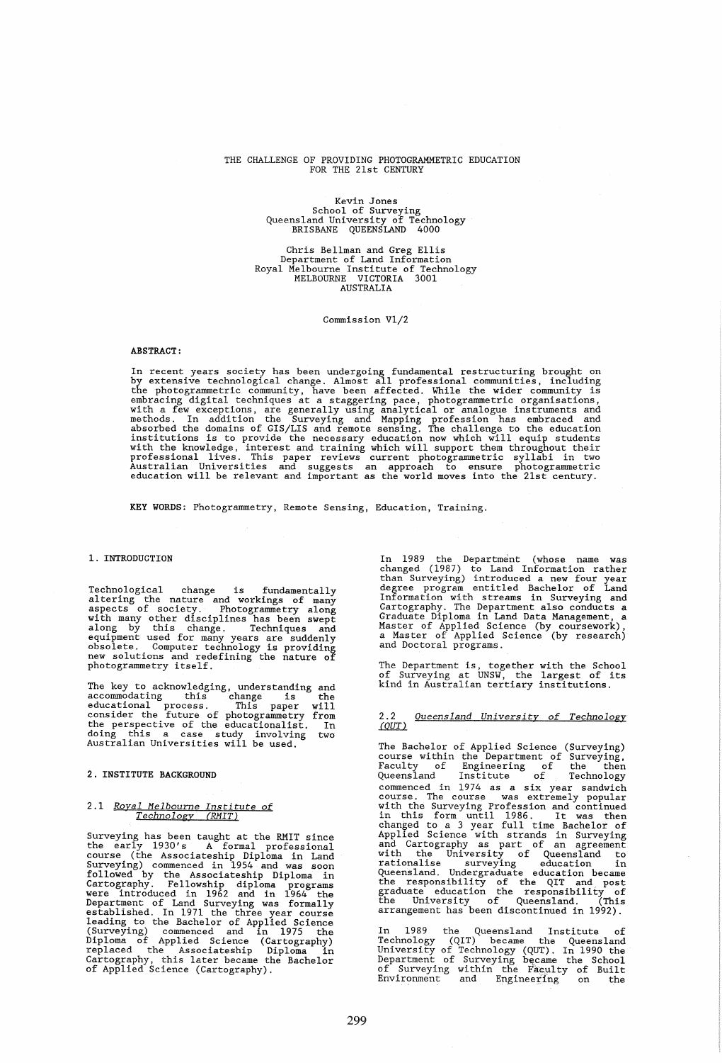# THE CHALLENGE OF PROVIDING PHOTOGRAMMETRIC EDUCATION FOR THE 21st CENTURY

Kevin Jones
School of Surveying
Queensland University of Technology
BRISBANE QUEENSLAND 4000

Chris Bellman and Greg Ellis
Department of Land Information
Royal Melbourne Institute of Technology
MELBOURNE VICTORIA 3001
AUSTRALIA

Commission V1/2

**ABSTRACT:**

In recent years society has been undergoing fundamental restructuring brought on by extensive technological change. Almost all professional communities, including the photogrammetric community, have been affected. While the wider community is embracing digital techniques at a staggering pace, photogrammetric organisations, with a few exceptions, are generally using analytical or analogue instruments and methods. In addition the Surveying and Mapping profession has embraced and absorbed the domains of GIS/LIS and remote sensing. The challenge to the education institutions is to provide the necessary education now which will equip students with the knowledge, interest and training which will support them throughout their professional lives. This paper reviews current photogrammetric syllabi in two Australian Universities and suggests an approach to ensure photogrammetric education will be relevant and important as the world moves into the 21st century.

**KEY WORDS:** Photogrammetry, Remote Sensing, Education, Training.

## 1. INTRODUCTION

Technological change is fundamentally altering the nature and workings of many aspects of society. Photogrammetry along with many other disciplines has been swept along by this change. Techniques and equipment used for many years are suddenly obsolete. Computer technology is providing new solutions and redefining the nature of photogrammetry itself.

The key to acknowledging, understanding and accommodating this change is the educational process. This paper will consider the future of photogrammetry from the perspective of the educationalist. In doing this a case study involving two Australian Universities will be used.

## 2. INSTITUTE BACKGROUND

### 2.1 *Royal Melbourne Institute of Technology (RMIT)*

Surveying has been taught at the RMIT since the early 1930's A formal professional course (the Associateship Diploma in Land Surveying) commenced in 1954 and was soon followed by the Associateship Diploma in Cartography. Fellowship diploma programs were introduced in 1962 and in 1964 the Department of Land Surveying was formally established. In 1971 the three year course leading to the Bachelor of Applied Science (Surveying) commenced and in 1975 the Diploma of Applied Science (Cartography) replaced the Associateship Diploma in Cartography, this later became the Bachelor of Applied Science (Cartography).

In 1989 the Department (whose name was changed (1987) to Land Information rather than Surveying) introduced a new four year degree program entitled Bachelor of Land Information with streams in Surveying and Cartography. The Department also conducts a Graduate Diploma in Land Data Management, a Master of Applied Science (by coursework), a Master of Applied Science (by research) and Doctoral programs.

The Department is, together with the School of Surveying at UNSW, the largest of its kind in Australian tertiary institutions.

### 2.2 *Queensland University of Technology (QUT)*

The Bachelor of Applied Science (Surveying) course within the Department of Surveying, Faculty of Engineering of the then Queensland Institute of Technology commenced in 1974 as a six year sandwich course. The course was extremely popular with the Surveying Profession and continued in this form until 1986. It was then changed to a 3 year full time Bachelor of Applied Science with strands in Surveying and Cartography as part of an agreement with the University of Queensland to rationalise surveying education in Queensland. Undergraduate education became the responsibility of the QIT and post graduate education the responsibility of the University of Queensland. (This arrangement has been discontinued in 1992).

In 1989 the Queensland Institute of Technology (QIT) became the Queensland University of Technology (QUT). In 1990 the Department of Surveying became the School of Surveying within the Faculty of Built Environment and Engineering on the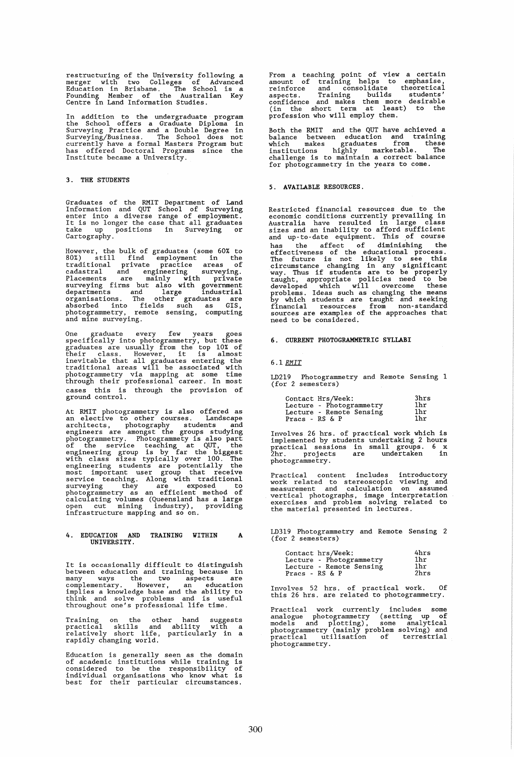restructuring of the University following a merger with two Colleges of Advanced Education in Brisbane. The School is a Founding Member of the Australian Key Centre in Land Information Studies.

In addition to the undergraduate program the School offers a Graduate Diploma in Surveying Practice and a Double Degree in Surveying/Business. The School does not currently have a formal Masters Program but has offered Doctoral Programs since the Institute became a University.

## 3. THE STUDENTS

Graduates of the RMIT Department of Land Information and QUT School of Surveying enter into a diverse range of employment. It is no longer the case that all graduates take up positions in Surveying or Cartography.

However, the bulk of graduates (some 60% to 80%) still find employment in the traditional private practice areas of cadastral and engineering surveying. Placements are mainly with private surveying firms but also with government departments and large industrial organisations. The other graduates are absorbed into fields such as GIS, photogrammetry, remote sensing, computing and mine surveying.

One graduate every few years goes specifically into photogrammetry, but these graduates are usually from the top 10% of their class. However, it is almost inevitable that all graduates entering the traditional areas will be associated with photogrammetry via mapping at some time through their professional career. In most cases this is through the provision of ground control.

At RMIT photogrammetry is also offered as an elective to other courses. Landscape architects, photography students and engineers are amongst the groups studying photogrammetry. Photogrammety is also part of the service teaching at QUT, the engineering group is by far the biggest with class sizes typically over 100. The engineering students are potentially the most important user group that receive service teaching. Along with traditional surveying they are exposed to photogrammetry as an efficient method of calculating volumes (Queensland has a large open cut mining industry), providing infrastructure mapping and so on.

## 4. EDUCATION AND TRAINING WITHIN A UNIVERSITY.

It is occasionally difficult to distinguish between education and training because in many ways the two aspects are complementary. However, an education implies a knowledge base and the ability to think and solve problems and is useful throughout one's professional life time.

Training on the other hand suggests practical skills and ability with a relatively short life, particularly in a rapidly changing world.

Education is generally seen as the domain of academic institutions while training is considered to be the responsibility of individual organisations who know what is best for their particular circumstances.

From a teaching point of view a certain amount of training helps to emphasise, reinforce and consolidate theoretical aspects. Training builds students' confidence and makes them more desirable (in the short term at least) to the profession who will employ them.

Both the RMIT and the QUT have achieved a balance between education and training which makes graduates from these institutions highly marketable. The challenge is to maintain a correct balance for photogrammetry in the years to come.

## 5. AVAILABLE RESOURCES.

Restricted financial resources due to the economic conditions currently prevailing in Australia have resulted in large class sizes and an inability to afford sufficient and up-to-date equipment. This of course has the affect of diminishing the effectiveness of the educational process. The future is not likely to see this circumstance changing in any significant way. Thus if students are to be properly taught, appropriate policies need to be developed which will overcome these problems. Ideas such as changing the means by which students are taught and seeking financial resources from non-standard sources are examples of the approaches that need to be considered.

## 6. CURRENT PHOTOGRAMMETRIC SYLLABI

### 6.1 *RMIT*

LD219 Photogrammetry and Remote Sensing 1 (for 2 semesters)

| | |
|---|---|
| Contact Hrs/Week: | 3hrs |
| Lecture - Photogrammetry | 1hr |
| Lecture - Remote Sensing | 1hr |
| Pracs - RS & P | 1hr |

Involves 26 hrs. of practical work which is implemented by students undertaking 2 hours practical sessions in small groups. 6 x 2hr. projects are undertaken in photogrammetry.

Practical content includes introductory work related to stereoscopic viewing and measurement and calculation on assumed vertical photographs, image interpretation exercises and problem solving related to the material presented in lectures.

LD319 Photogrammetry and Remote Sensing 2 (for 2 semesters)

| | |
|---|---|
| Contact hrs/Week: | 4hrs |
| Lecture - Photogrammetry | 1hr |
| Lecture - Remote Sensing | 1hr |
| Pracs - RS & P | 2hrs |

Involves 52 hrs. of practical work. Of this 26 hrs. are related to photogrammetry.

Practical work currently includes some analogue photogrammetry (setting up of models and plotting), some analytical photogrammetry (mainly problem solving) and practical utilisation of terrestrial photogrammetry.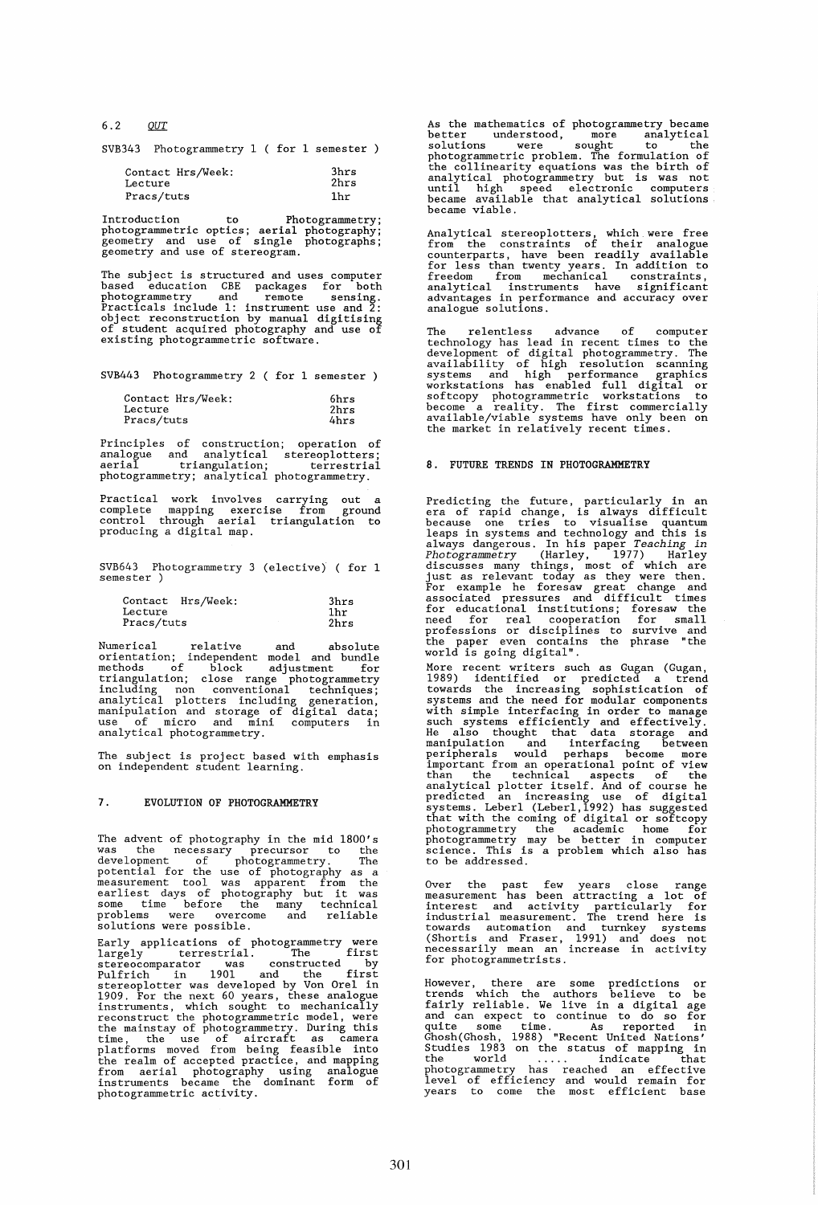### 6.2 *OUT*

SVB343 Photogrammetry 1 ( for 1 semester )

| Contact Hrs/Week: | 3hrs |
|---|---|
| Lecture | 2hrs |
| Pracs/tuts | 1hr |

Introduction to Photogrammetry; photogrammetric optics; aerial photography; geometry and use of single photographs; geometry and use of stereogram.

The subject is structured and uses computer based education CBE packages for both photogrammetry and remote sensing. Practicals include 1: instrument use and 2: object reconstruction by manual digitising of student acquired photography and use of existing photogrammetric software.

SVB443 Photogrammetry 2 ( for 1 semester )

| Contact Hrs/Week: | 6hrs |
|---|---|
| Lecture | 2hrs |
| Pracs/tuts | 4hrs |

Principles of construction; operation of analogue and analytical stereoplotters; aerial triangulation; terrestrial photogrammetry; analytical photogrammetry.

Practical work involves carrying out a complete mapping exercise from ground control through aerial triangulation to producing a digital map.

SVB643 Photogrammetry 3 (elective) ( for 1 semester )

| Contact Hrs/Week: | 3hrs |
|---|---|
| Lecture | 1hr |
| Pracs/tuts | 2hrs |

Numerical relative and absolute orientation; independent model and bundle methods of block adjustment for triangulation; close range photogrammetry including non conventional techniques; analytical plotters including generation, manipulation and storage of digital data; use of micro and mini computers in analytical photogrammetry.

The subject is project based with emphasis on independent student learning.

## 7. EVOLUTION OF PHOTOGRAMMETRY

The advent of photography in the mid 1800's was the necessary precursor to the development of photogrammetry. The potential for the use of photography as a measurement tool was apparent from the earliest days of photography but it was some time before the many technical problems were overcome and reliable solutions were possible.

Early applications of photogrammetry were largely terrestrial. The first stereocomparator was constructed by Pulfrich in 1901 and the first stereoplotter was developed by Von Orel in 1909. For the next 60 years, these analogue instruments, which sought to mechanically reconstruct the photogrammetric model, were the mainstay of photogrammetry. During this time, the use of aircraft as camera platforms moved from being feasible into the realm of accepted practice, and mapping from aerial photography using analogue instruments became the dominant form of photogrammetric activity.

As the mathematics of photogrammetry became better understood, more analytical solutions were sought to the photogrammetric problem. The formulation of the collinearity equations was the birth of analytical photogrammetry but is was not until high speed electronic computers became available that analytical solutions became viable.

Analytical stereoplotters, which were free from the constraints of their analogue counterparts, have been readily available for less than twenty years. In addition to freedom from mechanical constraints, analytical instruments have significant advantages in performance and accuracy over analogue solutions.

The relentless advance of computer technology has lead in recent times to the development of digital photogrammetry. The availability of high resolution scanning systems and high performance graphics workstations has enabled full digital or softcopy photogrammetric workstations to become a reality. The first commercially available/viable systems have only been on the market in relatively recent times.

## 8. FUTURE TRENDS IN PHOTOGRAMMETRY

Predicting the future, particularly in an era of rapid change, is always difficult because one tries to visualise quantum leaps in systems and technology and this is always dangerous. In his paper *Teaching in Photogrammetry* (Harley, 1977) Harley discusses many things, most of which are just as relevant today as they were then. For example he foresaw great change and associated pressures and difficult times for educational institutions; foresaw the need for real cooperation for small professions or disciplines to survive and the paper even contains the phrase "the world is going digital".

More recent writers such as Gugan (Gugan, 1989) identified or predicted a trend towards the increasing sophistication of systems and the need for modular components with simple interfacing in order to manage such systems efficiently and effectively. He also thought that data storage and manipulation and interfacing between peripherals would perhaps become more important from an operational point of view than the technical aspects of the analytical plotter itself. And of course he predicted an increasing use of digital systems. Leberl (Leberl,1992) has suggested that with the coming of digital or softcopy photogrammetry the academic home for photogrammetry may be better in computer science. This is a problem which also has to be addressed.

Over the past few years close range measurement has been attracting a lot of interest and activity particularly for industrial measurement. The trend here is towards automation and turnkey systems (Shortis and Fraser, 1991) and does not necessarily mean an increase in activity for photogrammetrists.

However, there are some predictions or trends which the authors believe to be fairly reliable. We live in a digital age and can expect to continue to do so for quite some time. As reported in Ghosh(Ghosh, 1988) "Recent United Nations' Studies 1983 on the status of mapping in the world ..... indicate that photogrammetry has reached an effective level of efficiency and would remain for years to come the most efficient base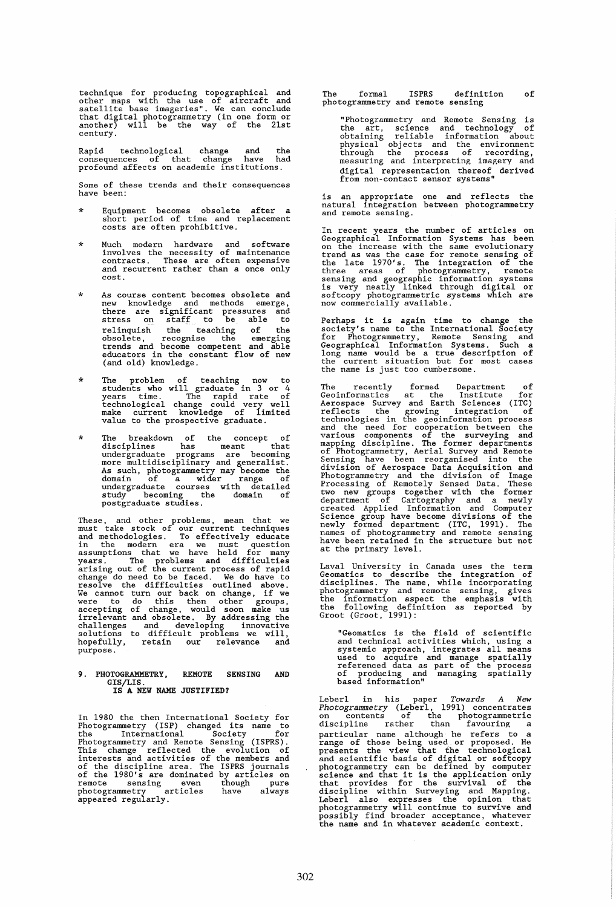technique for producing topographical and other maps with the use of aircraft and satellite base imageries". We can conclude that digital photogrammetry (in one form or another) will be the way of the 21st century.

Rapid technological change and the consequences of that change have had profound affects on academic institutions.

Some of these trends and their consequences have been:

* Equipment becomes obsolete after a short period of time and replacement costs are often prohibitive.

* Much modern hardware and software involves the necessity of maintenance contracts. These are often expensive and recurrent rather than a once only cost.

* As course content becomes obsolete and new knowledge and methods emerge, there are significant pressures and stress on staff to be able to relinquish the teaching of the obsolete, recognise the emerging trends and become competent and able educators in the constant flow of new (and old) knowledge.

* The problem of teaching now to students who will graduate in 3 or 4 years time. The rapid rate of technological change could very well make current knowledge of limited value to the prospective graduate.

* The breakdown of the concept of disciplines has meant that undergraduate programs are becoming more multidisciplinary and generalist. As such, photogrammetry may become the domain of a wider range of undergraduate courses with detailed study becoming the domain of postgraduate studies.

These, and other problems, mean that we must take stock of our current techniques and methodologies. To effectively educate in the modern era we must question assumptions that we have held for many years. The problems and difficulties arising out of the current process of rapid change do need to be faced. We do have to resolve the difficulties outlined above. We cannot turn our back on change, if we were to do this then other groups, accepting of change, would soon make us irrelevant and obsolete. By addressing the challenges and developing innovative solutions to difficult problems we will, hopefully, retain our relevance and purpose.

## 9. PHOTOGRAMMETRY, REMOTE SENSING AND GIS/LIS. IS A NEW NAME JUSTIFIED?

In 1980 the then International Society for Photogrammetry (ISP) changed its name to the International Society for Photogrammetry and Remote Sensing (ISPRS). This change reflected the evolution of interests and activities of the members and of the discipline area. The ISPRS journals of the 1980's are dominated by articles on remote sensing even though pure photogrammetry articles have always appeared regularly.

The formal ISPRS definition of photogrammetry and remote sensing

> "Photogrammetry and Remote Sensing is the art, science and technology of obtaining reliable information about physical objects and the environment through the process of recording, measuring and interpreting imagery and digital representation thereof derived from non-contact sensor systems"

is an appropriate one and reflects the natural integration between photogrammetry and remote sensing.

In recent years the number of articles on Geographical Information Systems has been on the increase with the same evolutionary trend as was the case for remote sensing of the late 1970's. The integration of the three areas of photogrammetry, remote sensing and geographic information systems is very neatly linked through digital or softcopy photogrammetric systems which are now commercially available.

Perhaps it is again time to change the society's name to the International Society for Photogrammetry, Remote Sensing and Geographical Information Systems. Such a long name would be a true description of the current situation but for most cases the name is just too cumbersome.

The recently formed Department of Geoinformatics at the Institute for Aerospace Survey and Earth Sciences (ITC) reflects the growing integration of technologies in the geoinformation process and the need for cooperation between the various components of the surveying and mapping discipline. The former departments of Photogrammetry, Aerial Survey and Remote Sensing have been reorganised into the division of Aerospace Data Acquisition and Photogrammetry and the division of Image Processing of Remotely Sensed Data. These two new groups together with the former department of Cartography and a newly created Applied Information and Computer Science group have become divisions of the newly formed department (ITC, 1991). The names of photogrammetry and remote sensing have been retained in the structure but not at the primary level.

Laval University in Canada uses the term Geomatics to describe the integration of disciplines. The name, while incorporating photogrammetry and remote sensing, gives the information aspect the emphasis with the following definition as reported by Groot (Groot, 1991):

> "Geomatics is the field of scientific and technical activities which, using a systemic approach, integrates all means used to acquire and manage spatially referenced data as part of the process of producing and managing spatially based information"

Leberl in his paper *Towards A New Photogrammetry* (Leberl, 1991) concentrates on contents of the photogrammetric discipline rather than favouring a particular name although he refers to a range of those being used or proposed. He presents the view that the technological and scientific basis of digital or softcopy photogrammetry can be defined by computer science and that it is the application only that provides for the survival of the discipline within Surveying and Mapping. Leberl also expresses the opinion that photogrammetry will continue to survive and possibly find broader acceptance, whatever the name and in whatever academic context.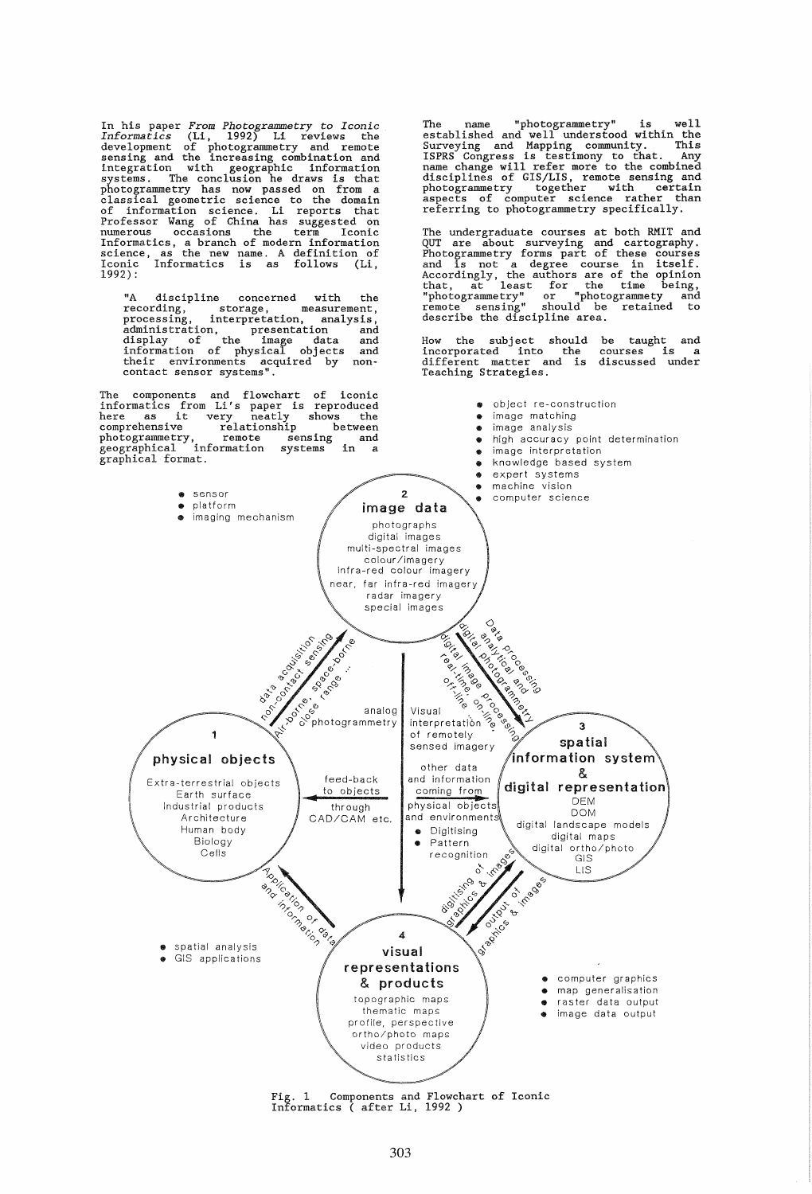In his paper *From Photogrammetry to Iconic Informatics* (Li, 1992) Li reviews the development of photogrammetry and remote sensing and the increasing combination and integration with geographic information systems. The conclusion he draws is that photogrammetry has now passed on from a classical geometric science to the domain of information science. Li reports that Professor Wang of China has suggested on numerous occasions the term Iconic Informatics, a branch of modern information science, as the new name. A definition of Iconic Informatics is as follows (Li, 1992):

> "A discipline concerned with the recording, storage, measurement, processing, interpretation, analysis, administration, presentation and display of the image data and information of physical objects and their environments acquired by non-contact sensor systems".

The components and flowchart of iconic informatics from Li's paper is reproduced here as it very neatly shows the comprehensive relationship between photogrammetry, remote sensing and geographical information systems in a graphical format.

The name "photogrammetry" is well established and well understood within the Surveying and Mapping community. This ISPRS Congress is testimony to that. Any name change will refer more to the combined disciplines of GIS/LIS, remote sensing and photogrammetry together with certain aspects of computer science rather than referring to photogrammetry specifically.

The undergraduate courses at both RMIT and QUT are about surveying and cartography. Photogrammetry forms part of these courses and is not a degree course in itself. Accordingly, the authors are of the opinion that, at least for the time being, "photogrammetry" or "photogrammety and remote sensing" should be retained to describe the discipline area.

How the subject should be taught and incorporated into the courses is a different matter and is discussed under Teaching Strategies.

Fig. 1 Components and Flowchart of Iconic Informatics ( after Li, 1992 )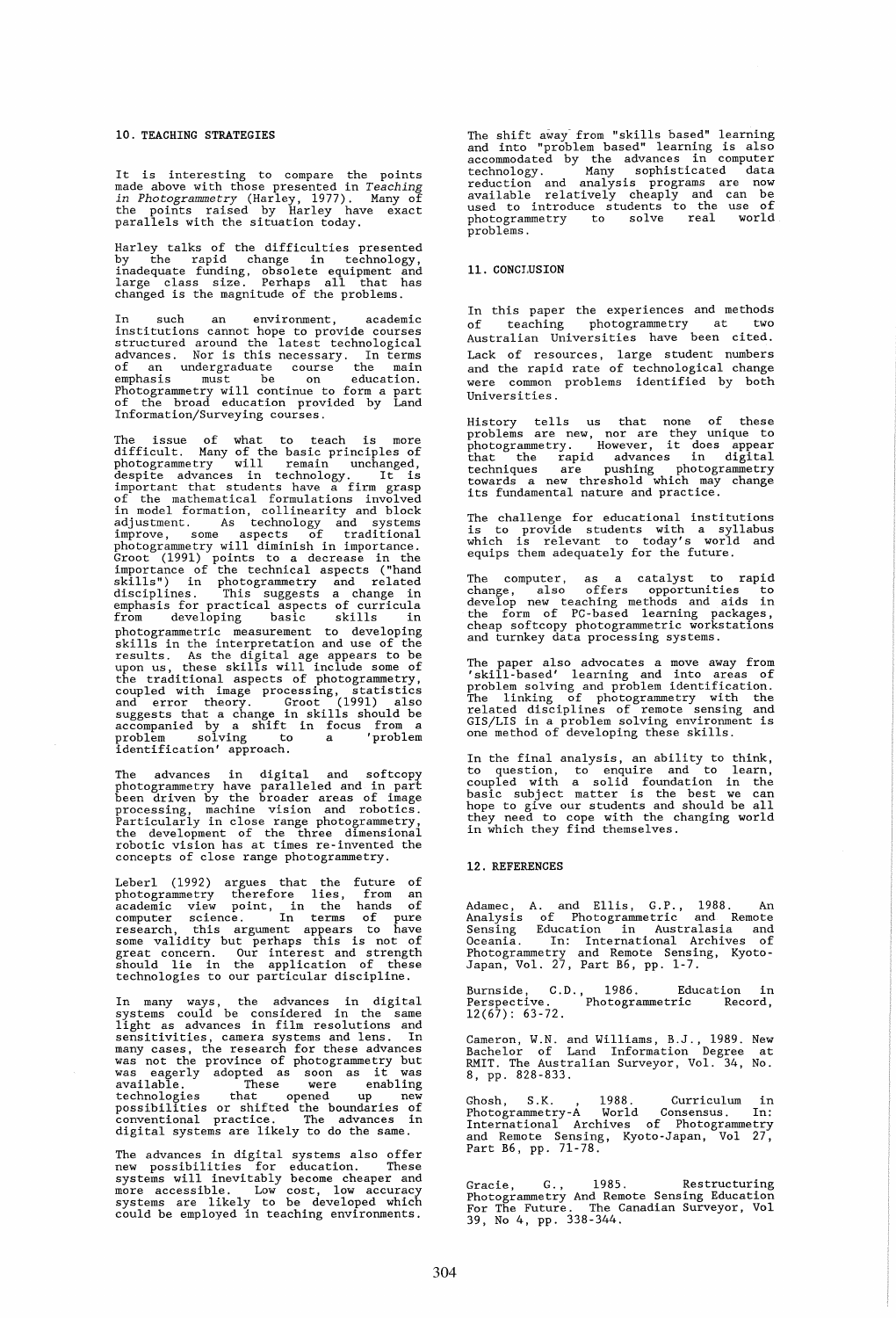## 10. TEACHING STRATEGIES

It is interesting to compare the points made above with those presented in *Teaching in Photogrammetry* (Harley, 1977). Many of the points raised by Harley have exact parallels with the situation today.

Harley talks of the difficulties presented by the rapid change in technology, inadequate funding, obsolete equipment and large class size. Perhaps all that has changed is the magnitude of the problems.

In such an environment, academic institutions cannot hope to provide courses structured around the latest technological advances. Nor is this necessary. In terms of an undergraduate course the main emphasis must be on education. Photogrammetry will continue to form a part of the broad education provided by Land Information/Surveying courses.

The issue of what to teach is more difficult. Many of the basic principles of photogrammetry will remain unchanged, despite advances in technology. It is important that students have a firm grasp of the mathematical formulations involved in model formation, collinearity and block adjustment. As technology and systems improve, some aspects of traditional photogrammetry will diminish in importance. Groot (1991) points to a decrease in the importance of the technical aspects ("hand skills") in photogrammetry and related disciplines. This suggests a change in emphasis for practical aspects of curricula from developing basic skills in photogrammetric measurement to developing skills in the interpretation and use of the results. As the digital age appears to be upon us, these skills will include some of the traditional aspects of photogrammetry, coupled with image processing, statistics and error theory. Groot (1991) also suggests that a change in skills should be accompanied by a shift in focus from a problem solving to a 'problem identification' approach.

The advances in digital and softcopy photogrammetry have paralleled and in part been driven by the broader areas of image processing, machine vision and robotics. Particularly in close range photogrammetry, the development of the three dimensional robotic vision has at times re-invented the concepts of close range photogrammetry.

Leberl (1992) argues that the future of photogrammetry therefore lies, from an academic view point, in the hands of computer science. In terms of pure research, this argument appears to have some validity but perhaps this is not of great concern. Our interest and strength should lie in the application of these technologies to our particular discipline.

In many ways, the advances in digital systems could be considered in the same light as advances in film resolutions and sensitivities, camera systems and lens. In many cases, the research for these advances was not the province of photogrammetry but was eagerly adopted as soon as it was available. These were enabling technologies that opened up new possibilities or shifted the boundaries of conventional practice. The advances in digital systems are likely to do the same.

The advances in digital systems also offer new possibilities for education. These systems will inevitably become cheaper and more accessible. Low cost, low accuracy systems are likely to be developed which could be employed in teaching environments.

The shift away from "skills based" learning and into "problem based" learning is also accommodated by the advances in computer technology. Many sophisticated data reduction and analysis programs are now available relatively cheaply and can be used to introduce students to the use of photogrammetry to solve real world problems.

## 11. CONCLUSION

In this paper the experiences and methods of teaching photogrammetry at two Australian Universities have been cited. Lack of resources, large student numbers and the rapid rate of technological change were common problems identified by both Universities.

History tells us that none of these problems are new, nor are they unique to photogrammetry. However, it does appear that the rapid advances in digital techniques are pushing photogrammetry towards a new threshold which may change its fundamental nature and practice.

The challenge for educational institutions is to provide students with a syllabus which is relevant to today's world and equips them adequately for the future.

The computer, as a catalyst to rapid change, also offers opportunities to develop new teaching methods and aids in the form of PC-based learning packages, cheap softcopy photogrammetric workstations and turnkey data processing systems.

The paper also advocates a move away from 'skill-based' learning and into areas of problem solving and problem identification. The linking of photogrammetry with the related disciplines of remote sensing and GIS/LIS in a problem solving environment is one method of developing these skills.

In the final analysis, an ability to think, to question, to enquire and to learn, coupled with a solid foundation in the basic subject matter is the best we can hope to give our students and should be all they need to cope with the changing world in which they find themselves.

## 12. REFERENCES

Adamec, A. and Ellis, G.P., 1988. An Analysis of Photogrammetric and Remote Sensing Education in Australasia and Oceania. In: International Archives of Photogrammetry and Remote Sensing, Kyoto-Japan, Vol. 27, Part B6, pp. 1-7.

Burnside, C.D., 1986. Education in Perspective. Photogrammetric Record, 12(67): 63-72.

Cameron, W.N. and Williams, B.J., 1989. New Bachelor of Land Information Degree at RMIT. The Australian Surveyor, Vol. 34, No. 8, pp. 828-833.

Ghosh, S.K. , 1988. Curriculum in Photogrammetry-A World Consensus. In: International Archives of Photogrammetry and Remote Sensing, Kyoto-Japan, Vol 27, Part B6, pp. 71-78.

Gracie, G., 1985. Restructuring Photogrammetry And Remote Sensing Education For The Future. The Canadian Surveyor, Vol 39, No 4, pp. 338-344.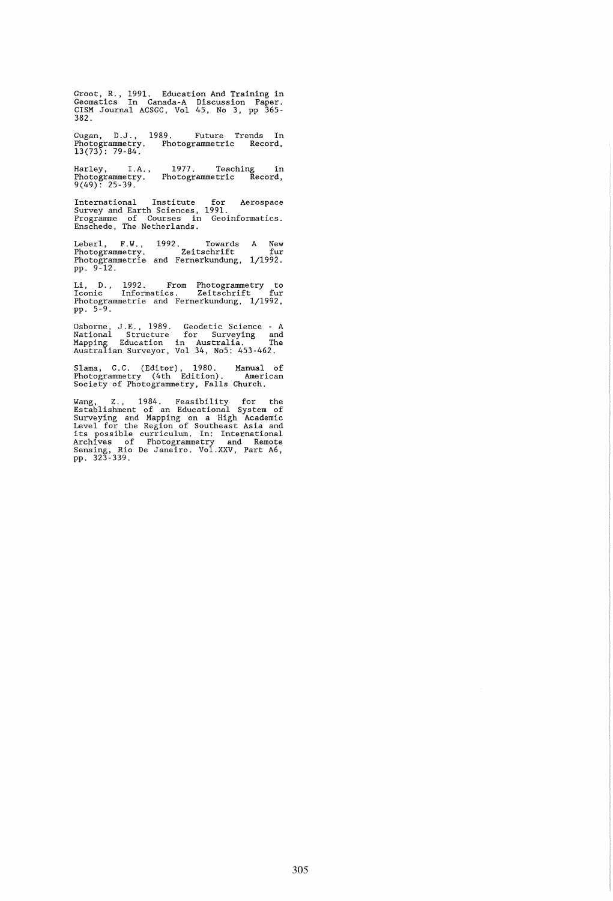Groot, R., 1991. Education And Training in Geomatics In Canada-A Discussion Paper. CISM Journal ACSGC, Vol 45, No 3, pp 365-382.

Gugan, D.J., 1989. Future Trends In Photogrammetry. Photogrammetric Record, 13(73): 79-84.

Harley, I.A., 1977. Teaching in Photogrammetry. Photogrammetric Record, 9(49): 25-39.

International Institute for Aerospace Survey and Earth Sciences, 1991. Programme of Courses in Geoinformatics. Enschede, The Netherlands.

Leberl, F.W., 1992. Towards A New Photogrammetry. Zeitschrift fur Photogrammetrie and Fernerkundung, 1/1992. pp. 9-12.

Li, D., 1992. From Photogrammetry to Iconic Informatics. Zeitschrift fur Photogrammetrie and Fernerkundung, 1/1992, pp. 5-9.

Osborne, J.E., 1989. Geodetic Science - A National Structure for Surveying and Mapping Education in Australia. The Australian Surveyor, Vol 34, No5: 453-462.

Slama, C.C. (Editor), 1980. Manual of Photogrammetry (4th Edition). American Society of Photogrammetry, Falls Church.

Wang, Z., 1984. Feasibility for the Establishment of an Educational System of Surveying and Mapping on a High Academic Level for the Region of Southeast Asia and its possible curriculum. In: International Archives of Photogrammetry and Remote Sensing, Rio De Janeiro. Vol.XXV, Part A6, pp. 323-339.